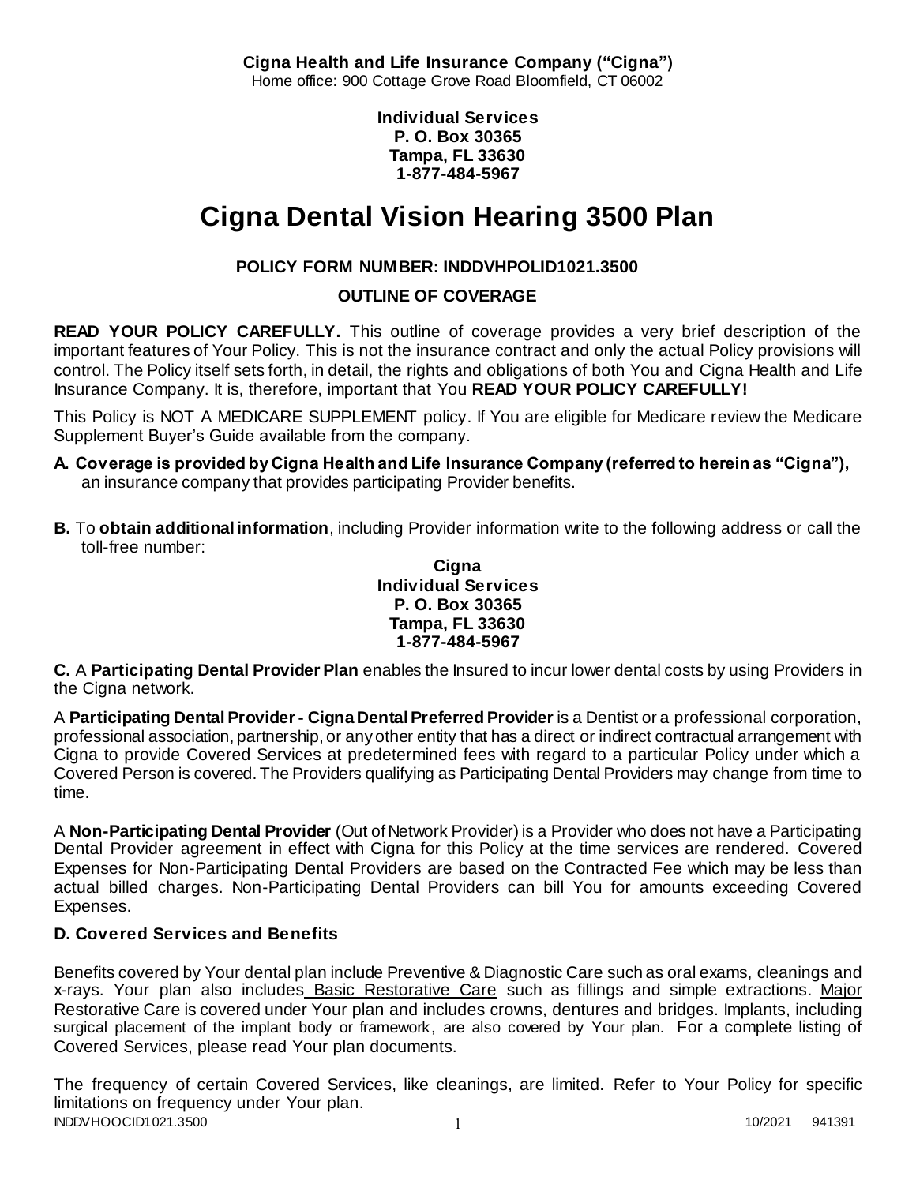**Cigna Health and Life Insurance Company ("Cigna")**
Home office: 900 Cottage Grove Road Bloomfield, CT 06002

**Individual Services**
**P. O. Box 30365**
**Tampa, FL 33630**
**1-877-484-5967**

# Cigna Dental Vision Hearing 3500 Plan

**POLICY FORM NUMBER: INDDVHPOLID1021.3500**

**OUTLINE OF COVERAGE**

**READ YOUR POLICY CAREFULLY.** This outline of coverage provides a very brief description of the important features of Your Policy. This is not the insurance contract and only the actual Policy provisions will control. The Policy itself sets forth, in detail, the rights and obligations of both You and Cigna Health and Life Insurance Company. It is, therefore, important that You **READ YOUR POLICY CAREFULLY!**

This Policy is NOT A MEDICARE SUPPLEMENT policy. If You are eligible for Medicare review the Medicare Supplement Buyer's Guide available from the company.

**A. Coverage is provided by Cigna Health and Life Insurance Company (referred to herein as "Cigna"),** an insurance company that provides participating Provider benefits.

**B.** To **obtain additional information**, including Provider information write to the following address or call the toll-free number:

**Cigna**
**Individual Services**
**P. O. Box 30365**
**Tampa, FL 33630**
**1-877-484-5967**

**C.** A **Participating Dental Provider Plan** enables the Insured to incur lower dental costs by using Providers in the Cigna network.

A **Participating Dental Provider - Cigna Dental Preferred Provider** is a Dentist or a professional corporation, professional association, partnership, or any other entity that has a direct or indirect contractual arrangement with Cigna to provide Covered Services at predetermined fees with regard to a particular Policy under which a Covered Person is covered. The Providers qualifying as Participating Dental Providers may change from time to time.

A **Non-Participating Dental Provider** (Out of Network Provider) is a Provider who does not have a Participating Dental Provider agreement in effect with Cigna for this Policy at the time services are rendered. Covered Expenses for Non-Participating Dental Providers are based on the Contracted Fee which may be less than actual billed charges. Non-Participating Dental Providers can bill You for amounts exceeding Covered Expenses.

**D. Covered Services and Benefits**

Benefits covered by Your dental plan include Preventive & Diagnostic Care such as oral exams, cleanings and x-rays. Your plan also includes Basic Restorative Care such as fillings and simple extractions. Major Restorative Care is covered under Your plan and includes crowns, dentures and bridges. Implants, including surgical placement of the implant body or framework, are also covered by Your plan. For a complete listing of Covered Services, please read Your plan documents.

The frequency of certain Covered Services, like cleanings, are limited. Refer to Your Policy for specific limitations on frequency under Your plan.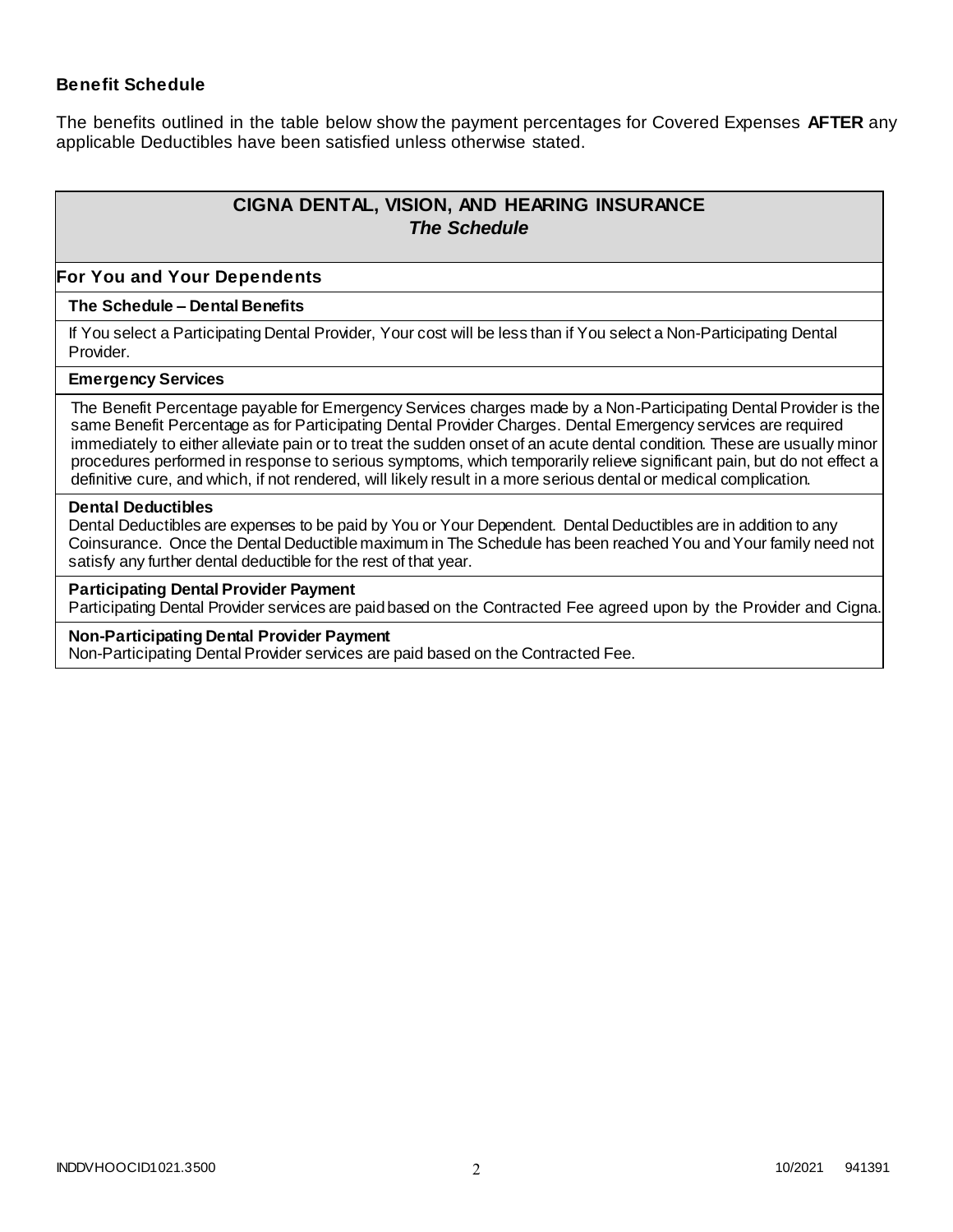### Benefit Schedule

The benefits outlined in the table below show the payment percentages for Covered Expenses **AFTER** any applicable Deductibles have been satisfied unless otherwise stated.

## CIGNA DENTAL, VISION, AND HEARING INSURANCE
### *The Schedule*

**For You and Your Dependents**

**The Schedule – Dental Benefits**

If You select a Participating Dental Provider, Your cost will be less than if You select a Non-Participating Dental Provider.

**Emergency Services**

The Benefit Percentage payable for Emergency Services charges made by a Non-Participating Dental Provider is the same Benefit Percentage as for Participating Dental Provider Charges. Dental Emergency services are required immediately to either alleviate pain or to treat the sudden onset of an acute dental condition. These are usually minor procedures performed in response to serious symptoms, which temporarily relieve significant pain, but do not effect a definitive cure, and which, if not rendered, will likely result in a more serious dental or medical complication.

**Dental Deductibles**

Dental Deductibles are expenses to be paid by You or Your Dependent. Dental Deductibles are in addition to any Coinsurance. Once the Dental Deductible maximum in The Schedule has been reached You and Your family need not satisfy any further dental deductible for the rest of that year.

**Participating Dental Provider Payment**

Participating Dental Provider services are paid based on the Contracted Fee agreed upon by the Provider and Cigna.

**Non-Participating Dental Provider Payment**

Non-Participating Dental Provider services are paid based on the Contracted Fee.

INDDVHOOCID1021.3500 10/2021 941391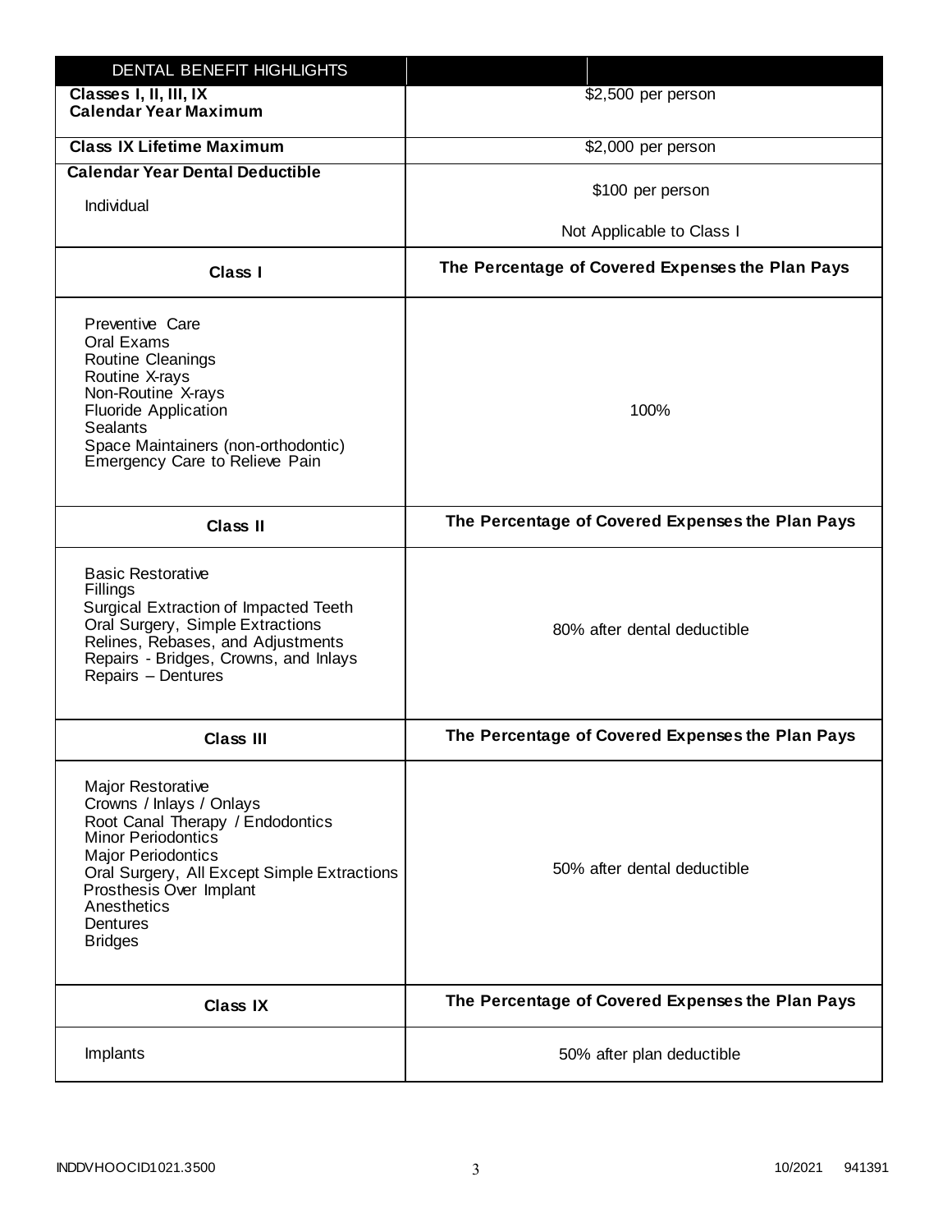| DENTAL BENEFIT HIGHLIGHTS | |
|---|---|
| **Classes I, II, III, IX Calendar Year Maximum** | $2,500 per person |
| **Class IX Lifetime Maximum** | $2,000 per person |
| **Calendar Year Dental Deductible**<br>Individual | $100 per person<br>Not Applicable to Class I |
| **Class I** | **The Percentage of Covered Expenses the Plan Pays** |
| Preventive Care<br>Oral Exams<br>Routine Cleanings<br>Routine X-rays<br>Non-Routine X-rays<br>Fluoride Application<br>Sealants<br>Space Maintainers (non-orthodontic)<br>Emergency Care to Relieve Pain | 100% |
| **Class II** | **The Percentage of Covered Expenses the Plan Pays** |
| Basic Restorative<br>Fillings<br>Surgical Extraction of Impacted Teeth<br>Oral Surgery, Simple Extractions<br>Relines, Rebases, and Adjustments<br>Repairs - Bridges, Crowns, and Inlays<br>Repairs – Dentures | 80% after dental deductible |
| **Class III** | **The Percentage of Covered Expenses the Plan Pays** |
| Major Restorative<br>Crowns / Inlays / Onlays<br>Root Canal Therapy / Endodontics<br>Minor Periodontics<br>Major Periodontics<br>Oral Surgery, All Except Simple Extractions<br>Prosthesis Over Implant<br>Anesthetics<br>Dentures<br>Bridges | 50% after dental deductible |
| **Class IX** | **The Percentage of Covered Expenses the Plan Pays** |
| Implants | 50% after plan deductible |

INDDVHOOCID1021.3500 10/2021 941391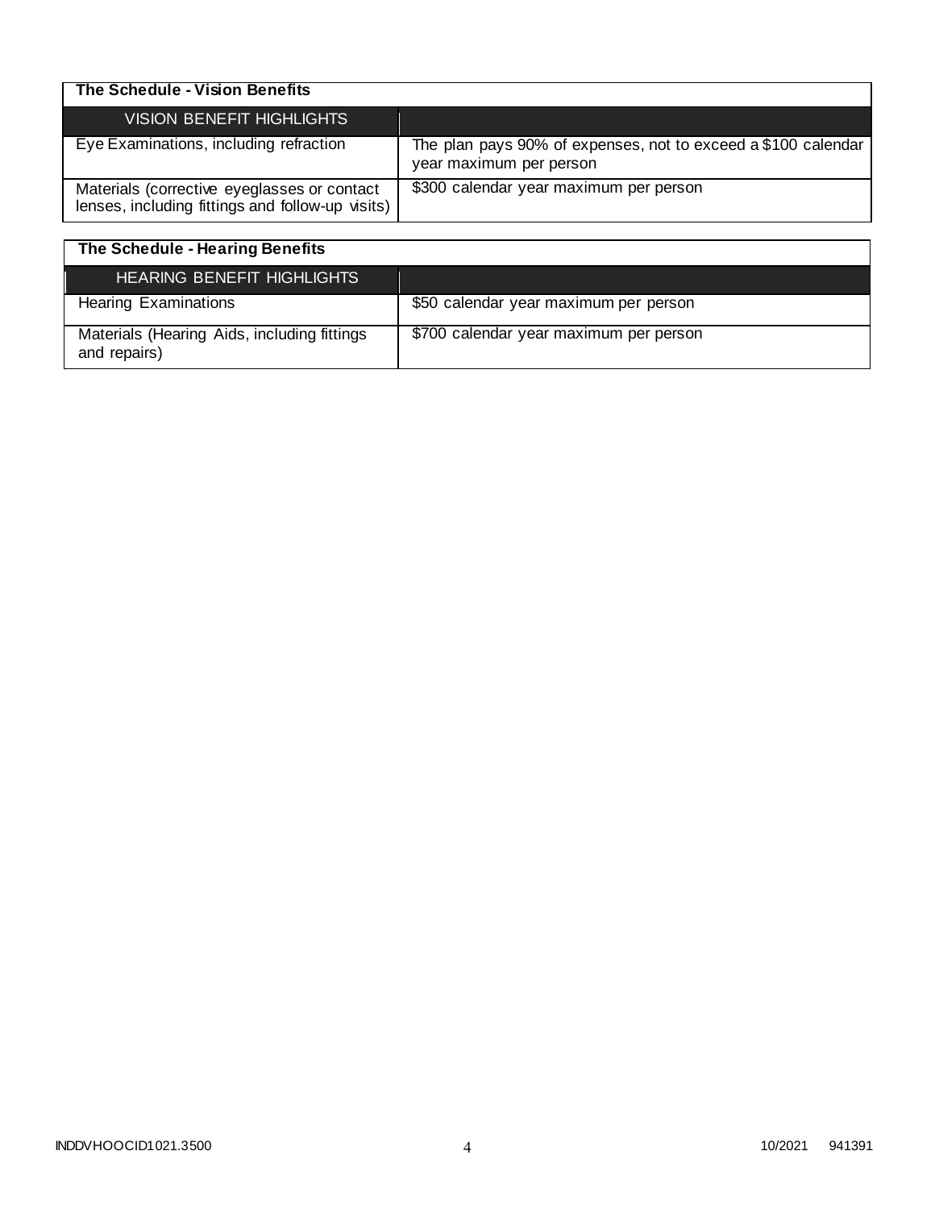## The Schedule - Vision Benefits

| VISION BENEFIT HIGHLIGHTS | |
|---|---|
| Eye Examinations, including refraction | The plan pays 90% of expenses, not to exceed a $100 calendar year maximum per person |
| Materials (corrective eyeglasses or contact lenses, including fittings and follow-up visits) | $300 calendar year maximum per person |

## The Schedule - Hearing Benefits

| HEARING BENEFIT HIGHLIGHTS | |
|---|---|
| Hearing Examinations | $50 calendar year maximum per person |
| Materials (Hearing Aids, including fittings and repairs) | $700 calendar year maximum per person |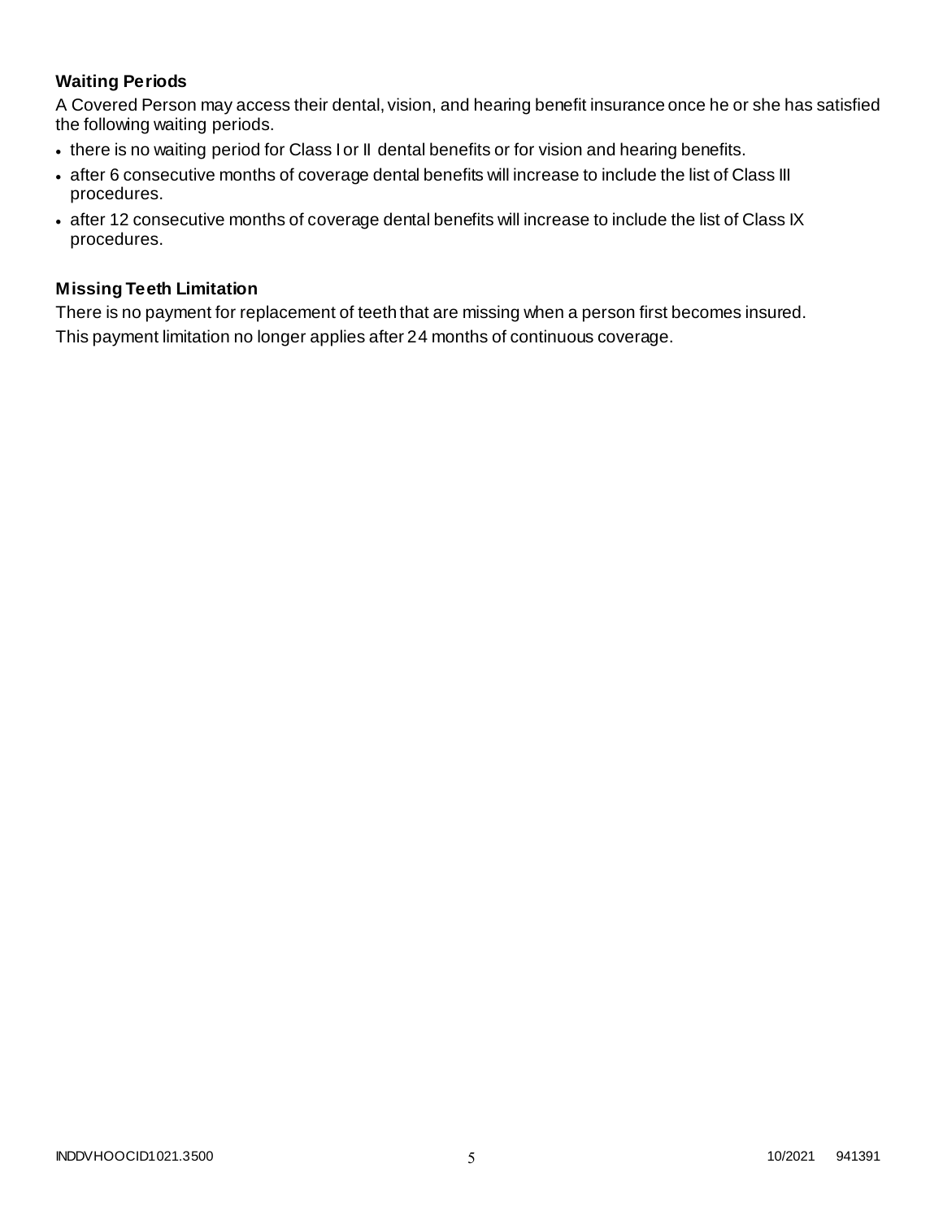### Waiting Periods

A Covered Person may access their dental, vision, and hearing benefit insurance once he or she has satisfied the following waiting periods.

- there is no waiting period for Class I or II dental benefits or for vision and hearing benefits.
- after 6 consecutive months of coverage dental benefits will increase to include the list of Class III procedures.
- after 12 consecutive months of coverage dental benefits will increase to include the list of Class IX procedures.

### Missing Teeth Limitation

There is no payment for replacement of teeth that are missing when a person first becomes insured.

This payment limitation no longer applies after 24 months of continuous coverage.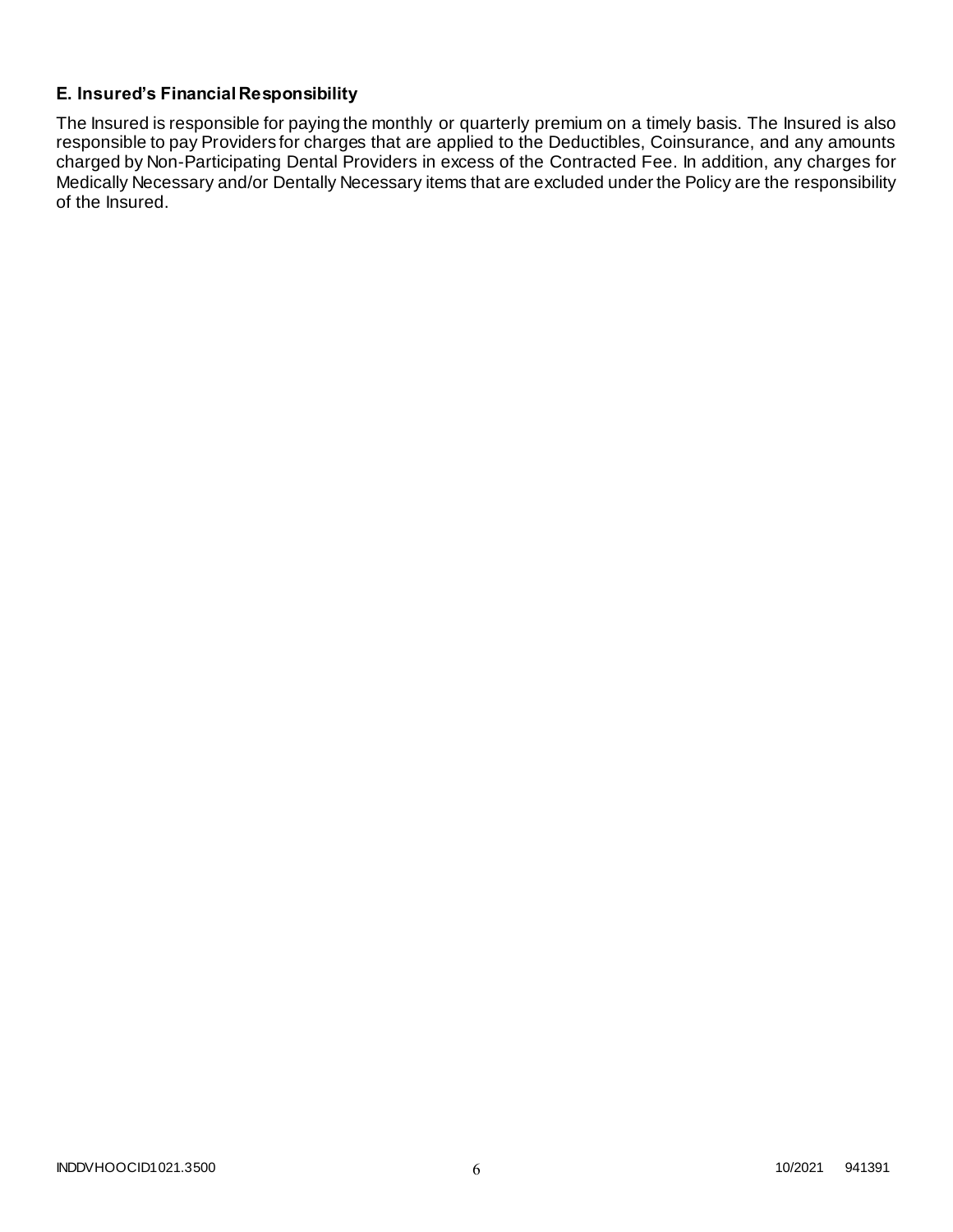### E. Insured's Financial Responsibility

The Insured is responsible for paying the monthly or quarterly premium on a timely basis. The Insured is also responsible to pay Providers for charges that are applied to the Deductibles, Coinsurance, and any amounts charged by Non-Participating Dental Providers in excess of the Contracted Fee. In addition, any charges for Medically Necessary and/or Dentally Necessary items that are excluded under the Policy are the responsibility of the Insured.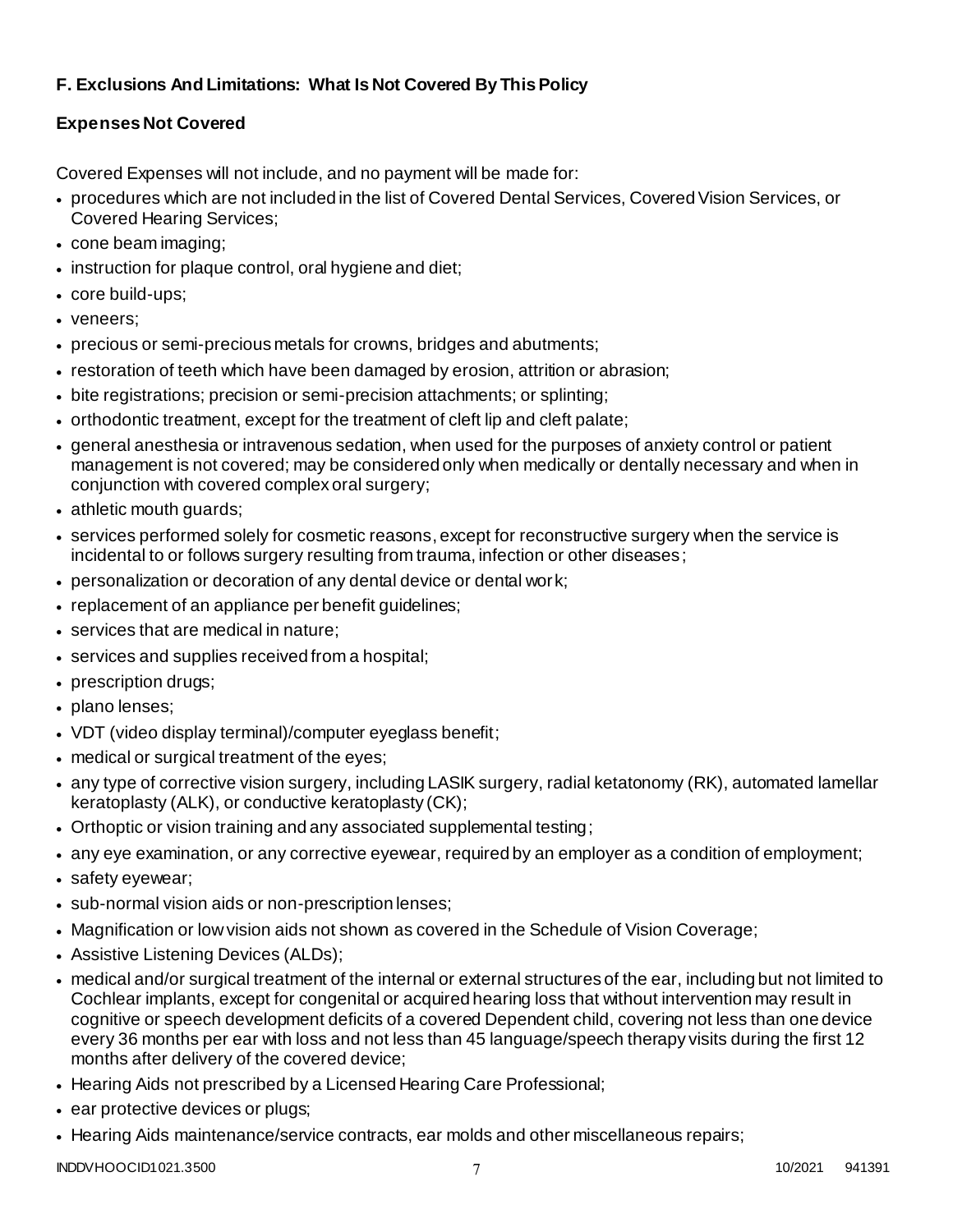### F. Exclusions And Limitations: What Is Not Covered By This Policy

#### Expenses Not Covered

Covered Expenses will not include, and no payment will be made for:

- procedures which are not included in the list of Covered Dental Services, Covered Vision Services, or Covered Hearing Services;
- cone beam imaging;
- instruction for plaque control, oral hygiene and diet;
- core build-ups;
- veneers;
- precious or semi-precious metals for crowns, bridges and abutments;
- restoration of teeth which have been damaged by erosion, attrition or abrasion;
- bite registrations; precision or semi-precision attachments; or splinting;
- orthodontic treatment, except for the treatment of cleft lip and cleft palate;
- general anesthesia or intravenous sedation, when used for the purposes of anxiety control or patient management is not covered; may be considered only when medically or dentally necessary and when in conjunction with covered complex oral surgery;
- athletic mouth guards;
- services performed solely for cosmetic reasons, except for reconstructive surgery when the service is incidental to or follows surgery resulting from trauma, infection or other diseases;
- personalization or decoration of any dental device or dental work;
- replacement of an appliance per benefit guidelines;
- services that are medical in nature;
- services and supplies received from a hospital;
- prescription drugs;
- plano lenses;
- VDT (video display terminal)/computer eyeglass benefit;
- medical or surgical treatment of the eyes;
- any type of corrective vision surgery, including LASIK surgery, radial ketatonomy (RK), automated lamellar keratoplasty (ALK), or conductive keratoplasty (CK);
- Orthoptic or vision training and any associated supplemental testing;
- any eye examination, or any corrective eyewear, required by an employer as a condition of employment;
- safety eyewear;
- sub-normal vision aids or non-prescription lenses;
- Magnification or low vision aids not shown as covered in the Schedule of Vision Coverage;
- Assistive Listening Devices (ALDs);
- medical and/or surgical treatment of the internal or external structures of the ear, including but not limited to Cochlear implants, except for congenital or acquired hearing loss that without intervention may result in cognitive or speech development deficits of a covered Dependent child, covering not less than one device every 36 months per ear with loss and not less than 45 language/speech therapy visits during the first 12 months after delivery of the covered device;
- Hearing Aids not prescribed by a Licensed Hearing Care Professional;
- ear protective devices or plugs;
- Hearing Aids maintenance/service contracts, ear molds and other miscellaneous repairs;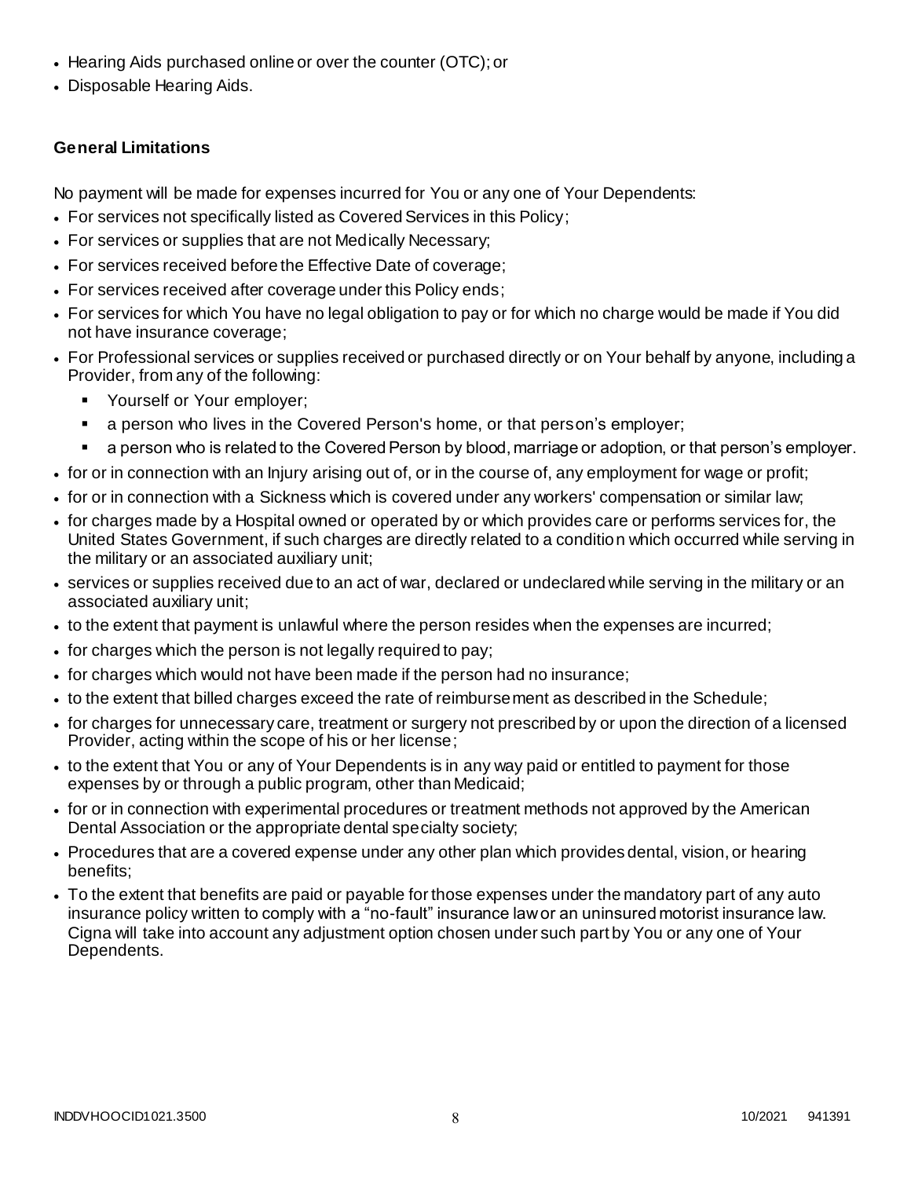- Hearing Aids purchased online or over the counter (OTC); or
- Disposable Hearing Aids.

**General Limitations**

No payment will be made for expenses incurred for You or any one of Your Dependents:

- For services not specifically listed as Covered Services in this Policy;
- For services or supplies that are not Medically Necessary;
- For services received before the Effective Date of coverage;
- For services received after coverage under this Policy ends;
- For services for which You have no legal obligation to pay or for which no charge would be made if You did not have insurance coverage;
- For Professional services or supplies received or purchased directly or on Your behalf by anyone, including a Provider, from any of the following:
  - Yourself or Your employer;
  - a person who lives in the Covered Person's home, or that person's employer;
  - a person who is related to the Covered Person by blood, marriage or adoption, or that person's employer.
- for or in connection with an Injury arising out of, or in the course of, any employment for wage or profit;
- for or in connection with a Sickness which is covered under any workers' compensation or similar law;
- for charges made by a Hospital owned or operated by or which provides care or performs services for, the United States Government, if such charges are directly related to a condition which occurred while serving in the military or an associated auxiliary unit;
- services or supplies received due to an act of war, declared or undeclared while serving in the military or an associated auxiliary unit;
- to the extent that payment is unlawful where the person resides when the expenses are incurred;
- for charges which the person is not legally required to pay;
- for charges which would not have been made if the person had no insurance;
- to the extent that billed charges exceed the rate of reimbursement as described in the Schedule;
- for charges for unnecessary care, treatment or surgery not prescribed by or upon the direction of a licensed Provider, acting within the scope of his or her license;
- to the extent that You or any of Your Dependents is in any way paid or entitled to payment for those expenses by or through a public program, other than Medicaid;
- for or in connection with experimental procedures or treatment methods not approved by the American Dental Association or the appropriate dental specialty society;
- Procedures that are a covered expense under any other plan which provides dental, vision, or hearing benefits;
- To the extent that benefits are paid or payable for those expenses under the mandatory part of any auto insurance policy written to comply with a "no-fault" insurance law or an uninsured motorist insurance law. Cigna will take into account any adjustment option chosen under such part by You or any one of Your Dependents.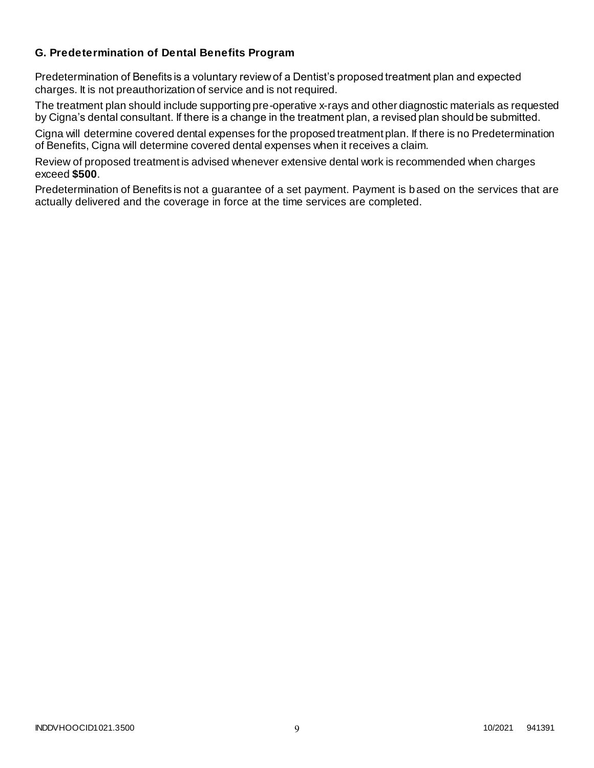### G. Predetermination of Dental Benefits Program

Predetermination of Benefits is a voluntary review of a Dentist's proposed treatment plan and expected charges. It is not preauthorization of service and is not required.

The treatment plan should include supporting pre-operative x-rays and other diagnostic materials as requested by Cigna's dental consultant. If there is a change in the treatment plan, a revised plan should be submitted.

Cigna will determine covered dental expenses for the proposed treatment plan. If there is no Predetermination of Benefits, Cigna will determine covered dental expenses when it receives a claim.

Review of proposed treatment is advised whenever extensive dental work is recommended when charges exceed **$500**.

Predetermination of Benefits is not a guarantee of a set payment. Payment is based on the services that are actually delivered and the coverage in force at the time services are completed.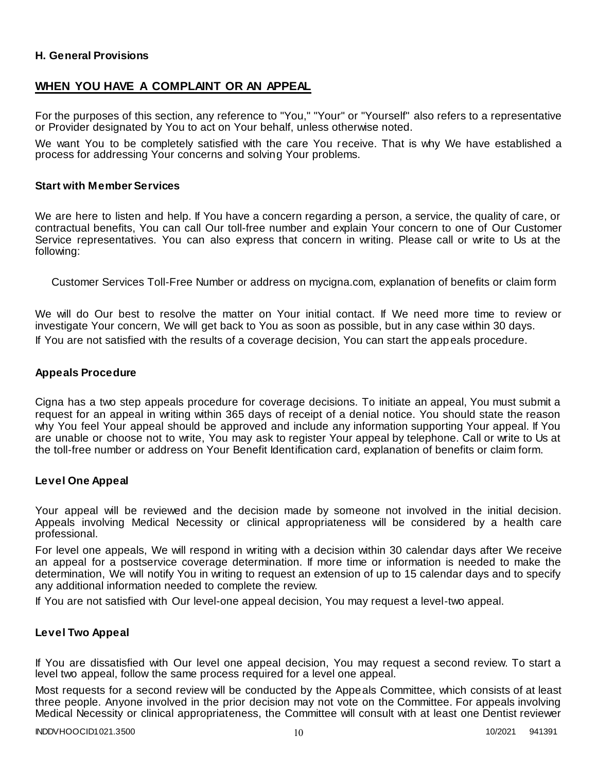**H. General Provisions**

## WHEN YOU HAVE A COMPLAINT OR AN APPEAL

For the purposes of this section, any reference to "You," "Your" or "Yourself" also refers to a representative or Provider designated by You to act on Your behalf, unless otherwise noted.

We want You to be completely satisfied with the care You receive. That is why We have established a process for addressing Your concerns and solving Your problems.

### Start with Member Services

We are here to listen and help. If You have a concern regarding a person, a service, the quality of care, or contractual benefits, You can call Our toll-free number and explain Your concern to one of Our Customer Service representatives. You can also express that concern in writing. Please call or write to Us at the following:

Customer Services Toll-Free Number or address on mycigna.com, explanation of benefits or claim form

We will do Our best to resolve the matter on Your initial contact. If We need more time to review or investigate Your concern, We will get back to You as soon as possible, but in any case within 30 days.

If You are not satisfied with the results of a coverage decision, You can start the appeals procedure.

### Appeals Procedure

Cigna has a two step appeals procedure for coverage decisions. To initiate an appeal, You must submit a request for an appeal in writing within 365 days of receipt of a denial notice. You should state the reason why You feel Your appeal should be approved and include any information supporting Your appeal. If You are unable or choose not to write, You may ask to register Your appeal by telephone. Call or write to Us at the toll-free number or address on Your Benefit Identification card, explanation of benefits or claim form.

### Level One Appeal

Your appeal will be reviewed and the decision made by someone not involved in the initial decision. Appeals involving Medical Necessity or clinical appropriateness will be considered by a health care professional.

For level one appeals, We will respond in writing with a decision within 30 calendar days after We receive an appeal for a postservice coverage determination. If more time or information is needed to make the determination, We will notify You in writing to request an extension of up to 15 calendar days and to specify any additional information needed to complete the review.

If You are not satisfied with Our level-one appeal decision, You may request a level-two appeal.

### Level Two Appeal

If You are dissatisfied with Our level one appeal decision, You may request a second review. To start a level two appeal, follow the same process required for a level one appeal.

Most requests for a second review will be conducted by the Appeals Committee, which consists of at least three people. Anyone involved in the prior decision may not vote on the Committee. For appeals involving Medical Necessity or clinical appropriateness, the Committee will consult with at least one Dentist reviewer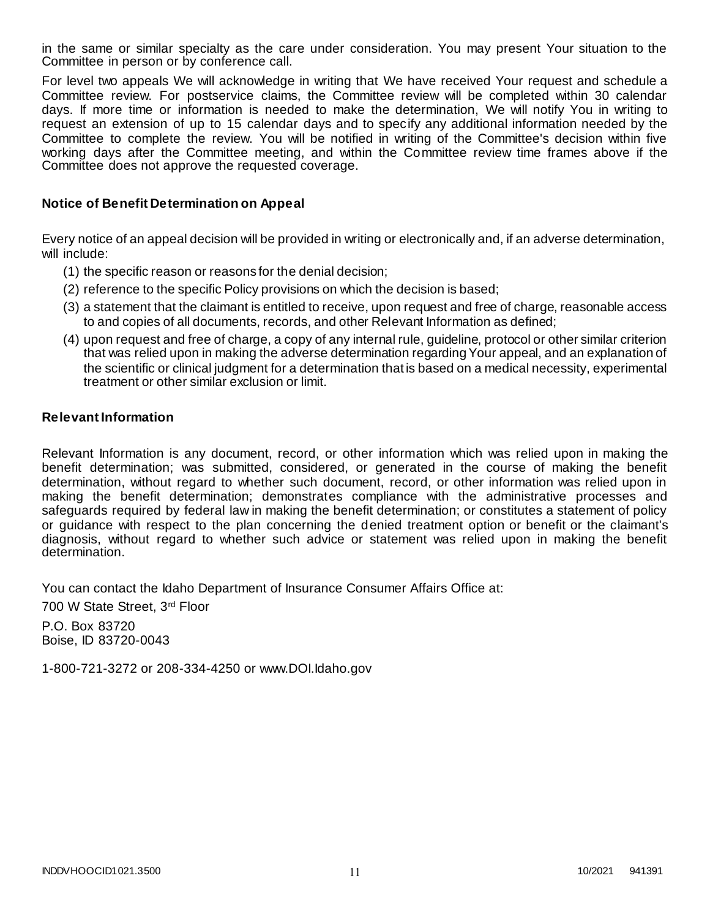in the same or similar specialty as the care under consideration. You may present Your situation to the Committee in person or by conference call.

For level two appeals We will acknowledge in writing that We have received Your request and schedule a Committee review. For postservice claims, the Committee review will be completed within 30 calendar days. If more time or information is needed to make the determination, We will notify You in writing to request an extension of up to 15 calendar days and to specify any additional information needed by the Committee to complete the review. You will be notified in writing of the Committee's decision within five working days after the Committee meeting, and within the Committee review time frames above if the Committee does not approve the requested coverage.

### Notice of Benefit Determination on Appeal

Every notice of an appeal decision will be provided in writing or electronically and, if an adverse determination, will include:

(1) the specific reason or reasons for the denial decision;

(2) reference to the specific Policy provisions on which the decision is based;

(3) a statement that the claimant is entitled to receive, upon request and free of charge, reasonable access to and copies of all documents, records, and other Relevant Information as defined;

(4) upon request and free of charge, a copy of any internal rule, guideline, protocol or other similar criterion that was relied upon in making the adverse determination regarding Your appeal, and an explanation of the scientific or clinical judgment for a determination that is based on a medical necessity, experimental treatment or other similar exclusion or limit.

### Relevant Information

Relevant Information is any document, record, or other information which was relied upon in making the benefit determination; was submitted, considered, or generated in the course of making the benefit determination, without regard to whether such document, record, or other information was relied upon in making the benefit determination; demonstrates compliance with the administrative processes and safeguards required by federal law in making the benefit determination; or constitutes a statement of policy or guidance with respect to the plan concerning the denied treatment option or benefit or the claimant's diagnosis, without regard to whether such advice or statement was relied upon in making the benefit determination.

You can contact the Idaho Department of Insurance Consumer Affairs Office at:

700 W State Street, 3rd Floor

P.O. Box 83720
Boise, ID 83720-0043

1-800-721-3272 or 208-334-4250 or www.DOI.Idaho.gov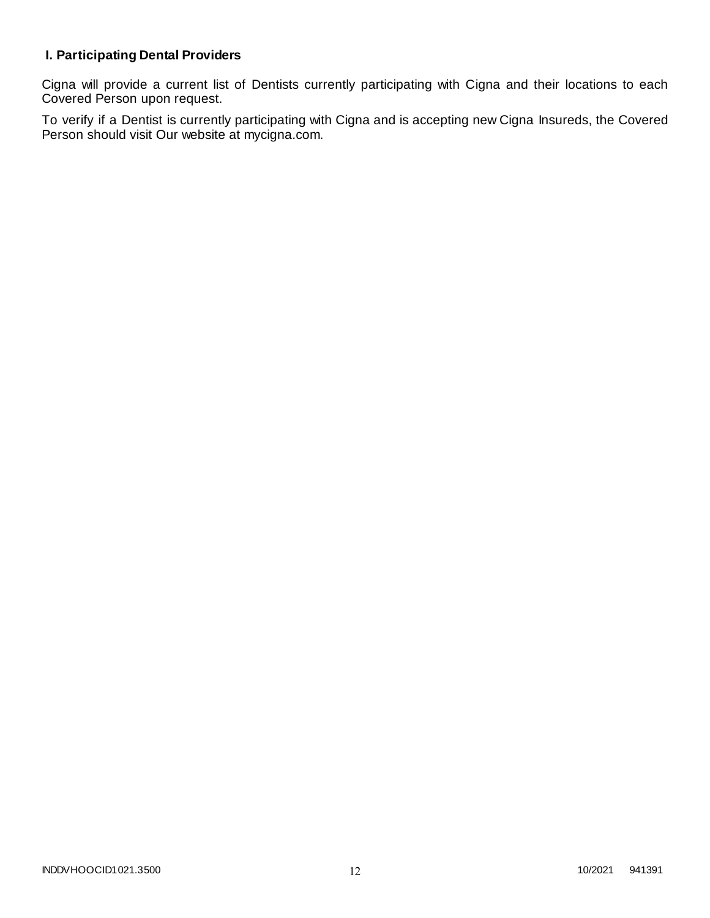### I. Participating Dental Providers

Cigna will provide a current list of Dentists currently participating with Cigna and their locations to each Covered Person upon request.

To verify if a Dentist is currently participating with Cigna and is accepting new Cigna Insureds, the Covered Person should visit Our website at mycigna.com.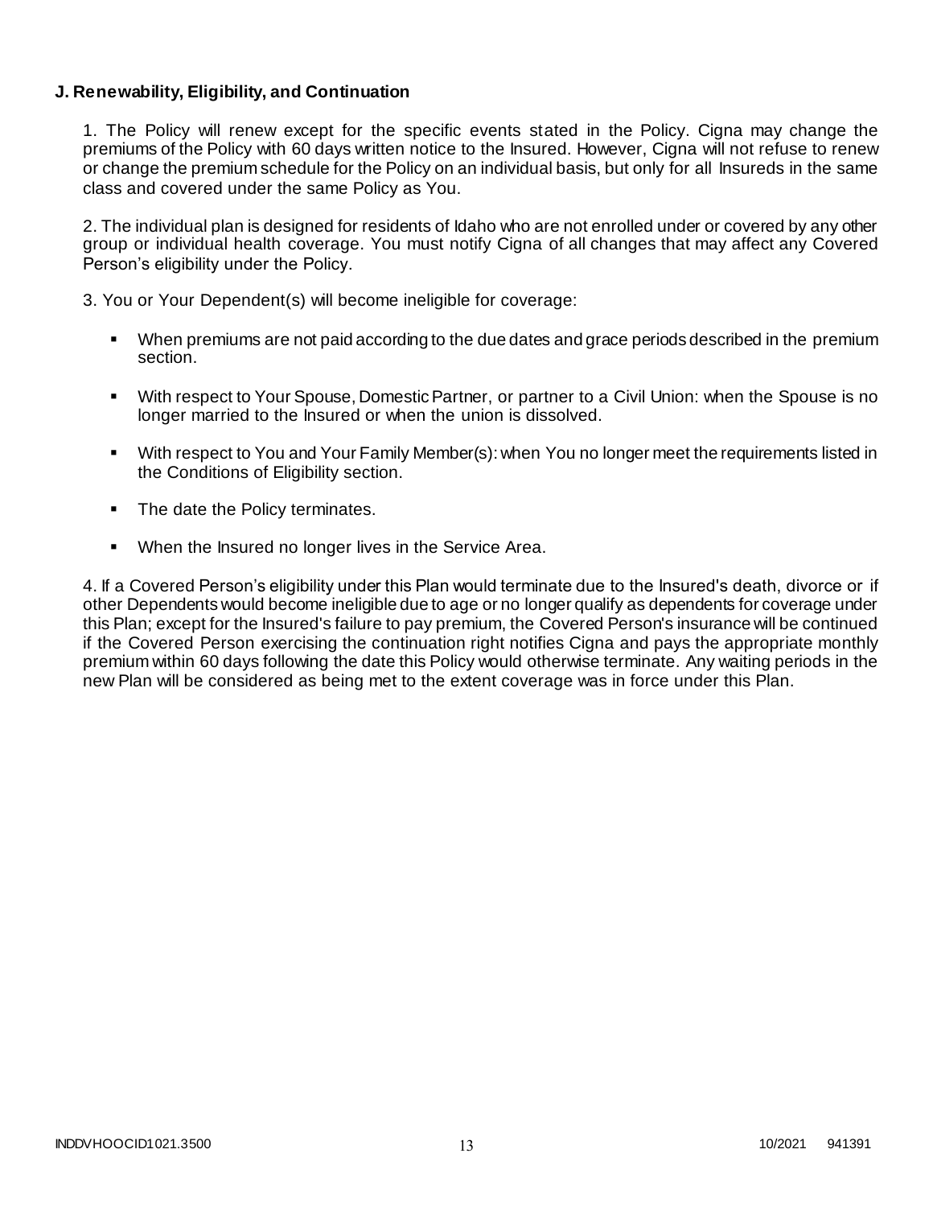**J. Renewability, Eligibility, and Continuation**

1. The Policy will renew except for the specific events stated in the Policy. Cigna may change the premiums of the Policy with 60 days written notice to the Insured. However, Cigna will not refuse to renew or change the premium schedule for the Policy on an individual basis, but only for all Insureds in the same class and covered under the same Policy as You.

2. The individual plan is designed for residents of Idaho who are not enrolled under or covered by any other group or individual health coverage. You must notify Cigna of all changes that may affect any Covered Person's eligibility under the Policy.

3. You or Your Dependent(s) will become ineligible for coverage:

- When premiums are not paid according to the due dates and grace periods described in the premium section.
- With respect to Your Spouse, Domestic Partner, or partner to a Civil Union: when the Spouse is no longer married to the Insured or when the union is dissolved.
- With respect to You and Your Family Member(s): when You no longer meet the requirements listed in the Conditions of Eligibility section.
- The date the Policy terminates.
- When the Insured no longer lives in the Service Area.

4. If a Covered Person's eligibility under this Plan would terminate due to the Insured's death, divorce or if other Dependents would become ineligible due to age or no longer qualify as dependents for coverage under this Plan; except for the Insured's failure to pay premium, the Covered Person's insurance will be continued if the Covered Person exercising the continuation right notifies Cigna and pays the appropriate monthly premium within 60 days following the date this Policy would otherwise terminate. Any waiting periods in the new Plan will be considered as being met to the extent coverage was in force under this Plan.

INDDVHOOCID1021.3500 10/2021 941391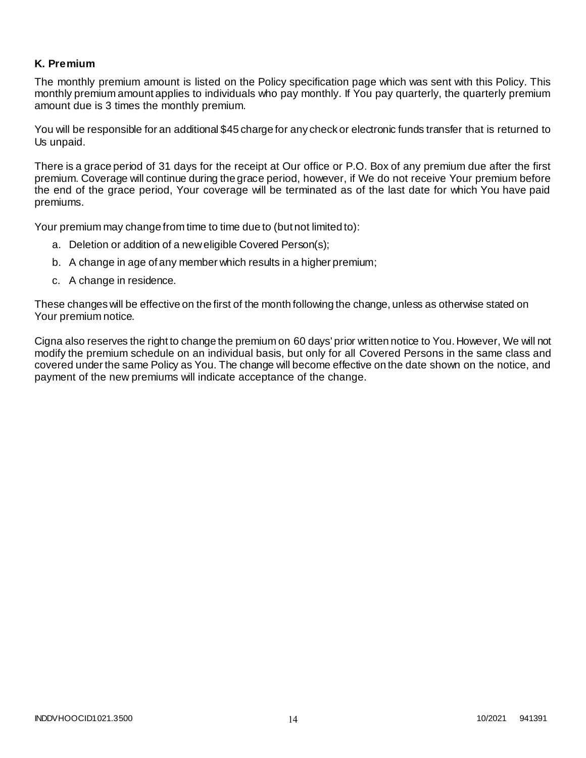### K. Premium

The monthly premium amount is listed on the Policy specification page which was sent with this Policy. This monthly premium amount applies to individuals who pay monthly. If You pay quarterly, the quarterly premium amount due is 3 times the monthly premium.

You will be responsible for an additional $45 charge for any check or electronic funds transfer that is returned to Us unpaid.

There is a grace period of 31 days for the receipt at Our office or P.O. Box of any premium due after the first premium. Coverage will continue during the grace period, however, if We do not receive Your premium before the end of the grace period, Your coverage will be terminated as of the last date for which You have paid premiums.

Your premium may change from time to time due to (but not limited to):

a. Deletion or addition of a new eligible Covered Person(s);
b. A change in age of any member which results in a higher premium;
c. A change in residence.

These changes will be effective on the first of the month following the change, unless as otherwise stated on Your premium notice.

Cigna also reserves the right to change the premium on 60 days' prior written notice to You. However, We will not modify the premium schedule on an individual basis, but only for all Covered Persons in the same class and covered under the same Policy as You. The change will become effective on the date shown on the notice, and payment of the new premiums will indicate acceptance of the change.